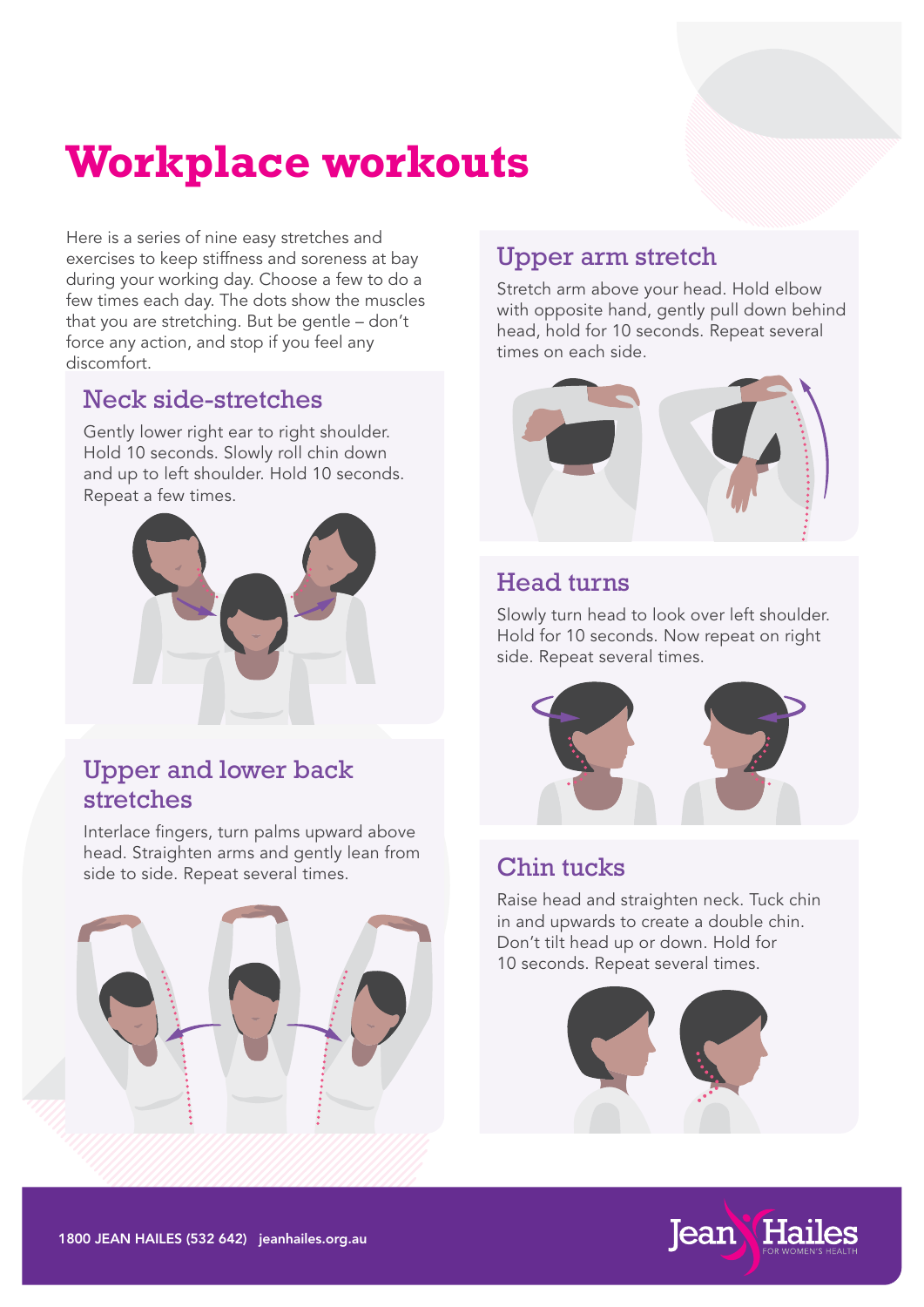# Workplace workouts

Here is a series of nine easy stretches and exercises to keep stiffness and soreness at bay during your working day. Choose a few to do a few times each day. The dots show the muscles that you are stretching. But be gentle – don't force any action, and stop if you feel any discomfort.

## Neck side-stretches

Gently lower right ear to right shoulder. Hold 10 seconds. Slowly roll chin down and up to left shoulder. Hold 10 seconds. Repeat a few times.

## Upper and lower back stretches

Interlace fingers, turn palms upward above head. Straighten arms and gently lean from side to side. Repeat several times.

## Upper arm stretch

Stretch arm above your head. Hold elbow with opposite hand, gently pull down behind head, hold for 10 seconds. Repeat several times on each side.

## Head turns

Slowly turn head to look over left shoulder. Hold for 10 seconds. Now repeat on right side. Repeat several times.

## Chin tucks

Raise head and straighten neck. Tuck chin in and upwards to create a double chin. Don't tilt head up or down. Hold for 10 seconds. Repeat several times.

1800 JEAN HAILES (532 642) jeanhailes.org.au

Jean Hailes FOR WOMEN'S HEALTH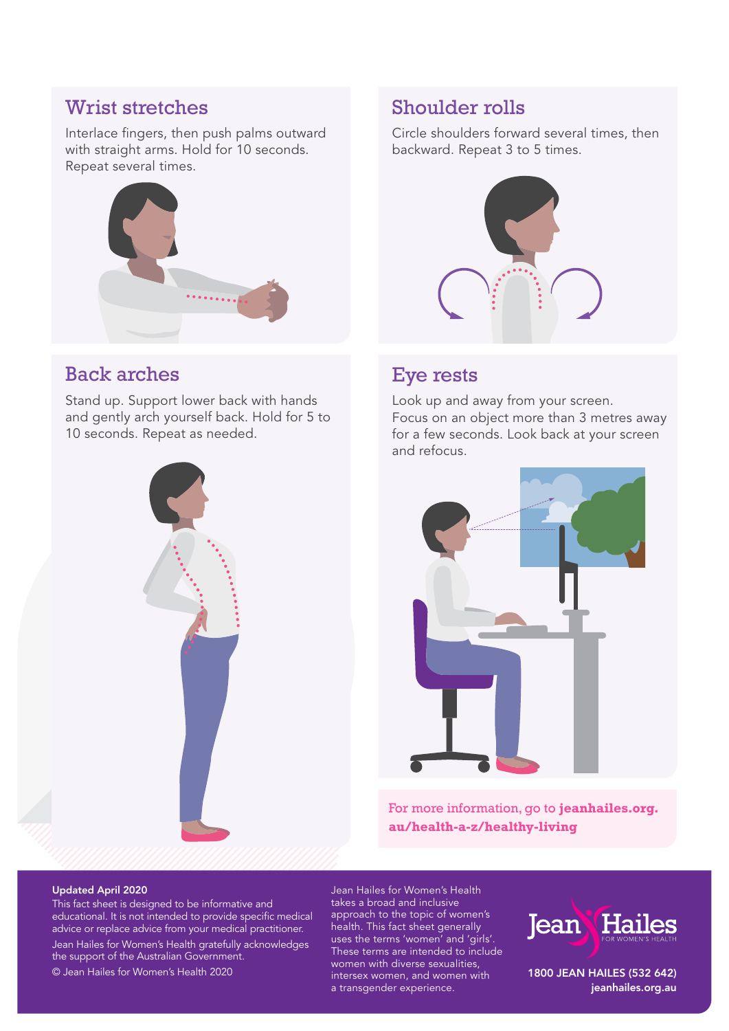## Wrist stretches

Interlace fingers, then push palms outward with straight arms. Hold for 10 seconds. Repeat several times.

## Shoulder rolls

Circle shoulders forward several times, then backward. Repeat 3 to 5 times.

## Back arches

Stand up. Support lower back with hands and gently arch yourself back. Hold for 5 to 10 seconds. Repeat as needed.

## Eye rests

Look up and away from your screen. Focus on an object more than 3 metres away for a few seconds. Look back at your screen and refocus.

For more information, go to **jeanhailes.org.au/health-a-z/healthy-living**

**Updated April 2020**

This fact sheet is designed to be informative and educational. It is not intended to provide specific medical advice or replace advice from your medical practitioner.

Jean Hailes for Women's Health gratefully acknowledges the support of the Australian Government.

© Jean Hailes for Women's Health 2020

Jean Hailes for Women's Health takes a broad and inclusive approach to the topic of women's health. This fact sheet generally uses the terms 'women' and 'girls'. These terms are intended to include women with diverse sexualities, intersex women, and women with a transgender experience.

Jean Hailes FOR WOMEN'S HEALTH

**1800 JEAN HAILES (532 642)**
**jeanhailes.org.au**